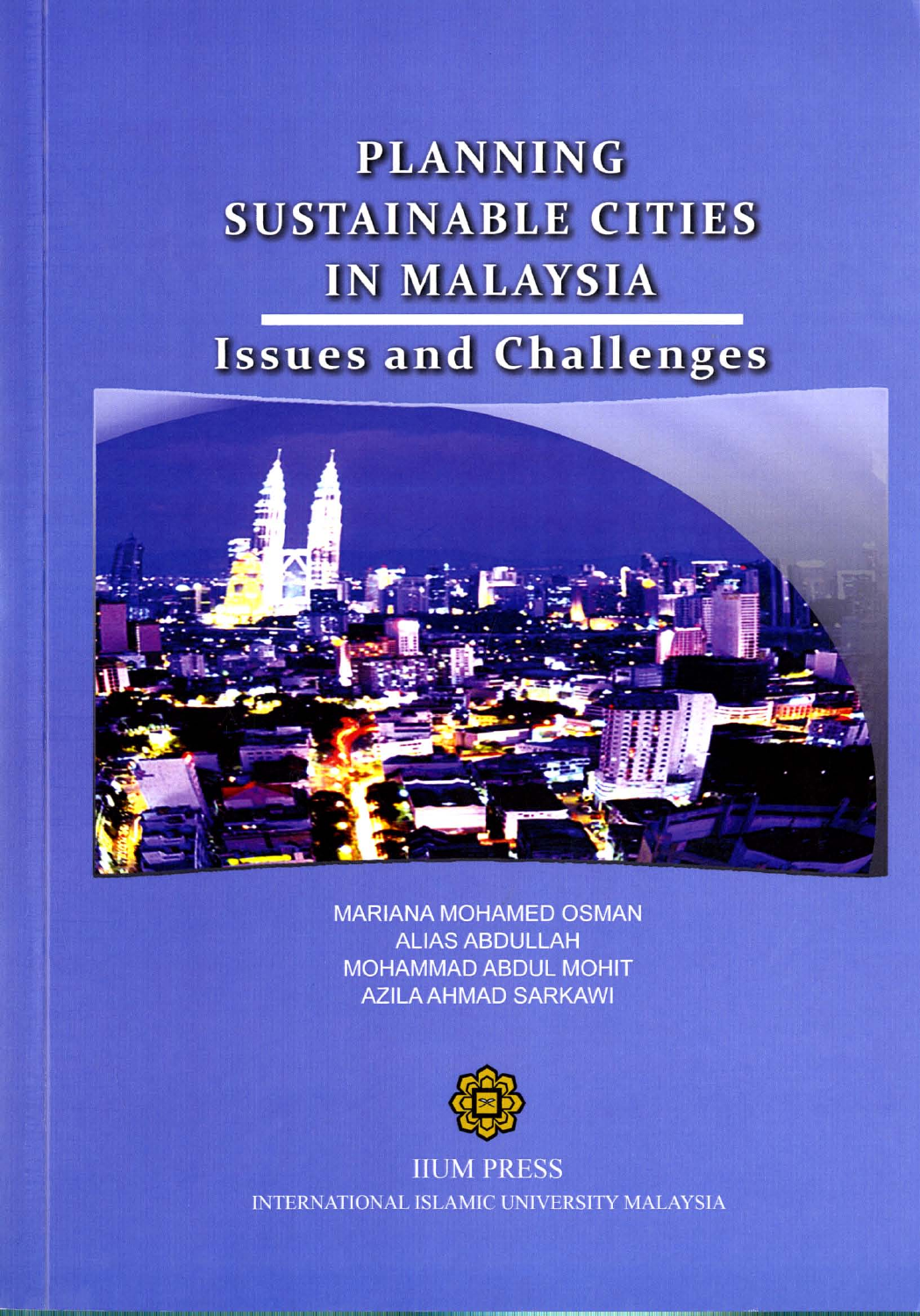# PLANNING SUSTAINABLE CITIES IN MALAYSIA

## Issues and Challenges

MARIANA MOHAMED OSMAN
ALIAS ABDULLAH
MOHAMMAD ABDUL MOHIT
AZILA AHMAD SARKAWI

IIUM PRESS
INTERNATIONAL ISLAMIC UNIVERSITY MALAYSIA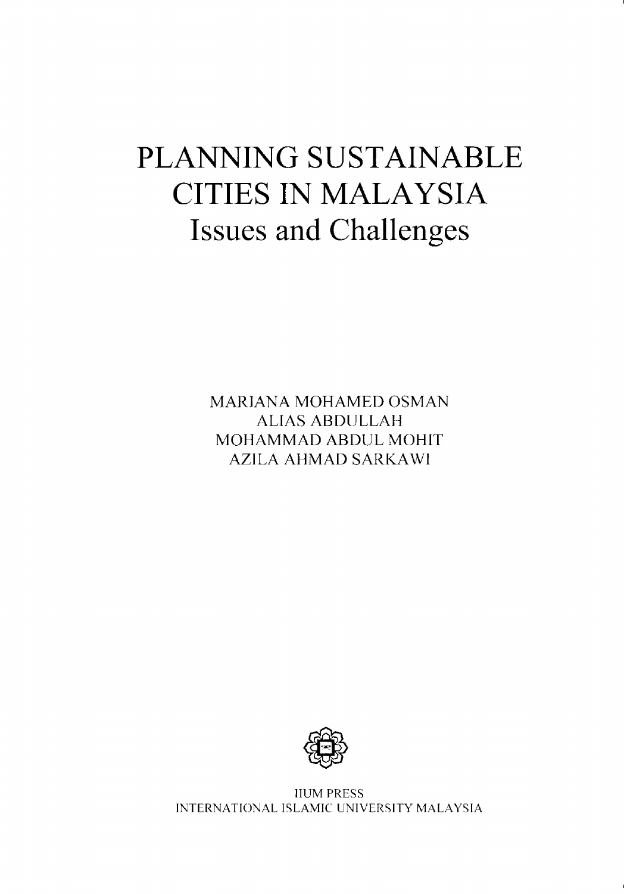# PLANNING SUSTAINABLE CITIES IN MALAYSIA
## Issues and Challenges

MARIANA MOHAMED OSMAN
ALIAS ABDULLAH
MOHAMMAD ABDUL MOHIT
AZILA AHMAD SARKAWI

IIUM PRESS
INTERNATIONAL ISLAMIC UNIVERSITY MALAYSIA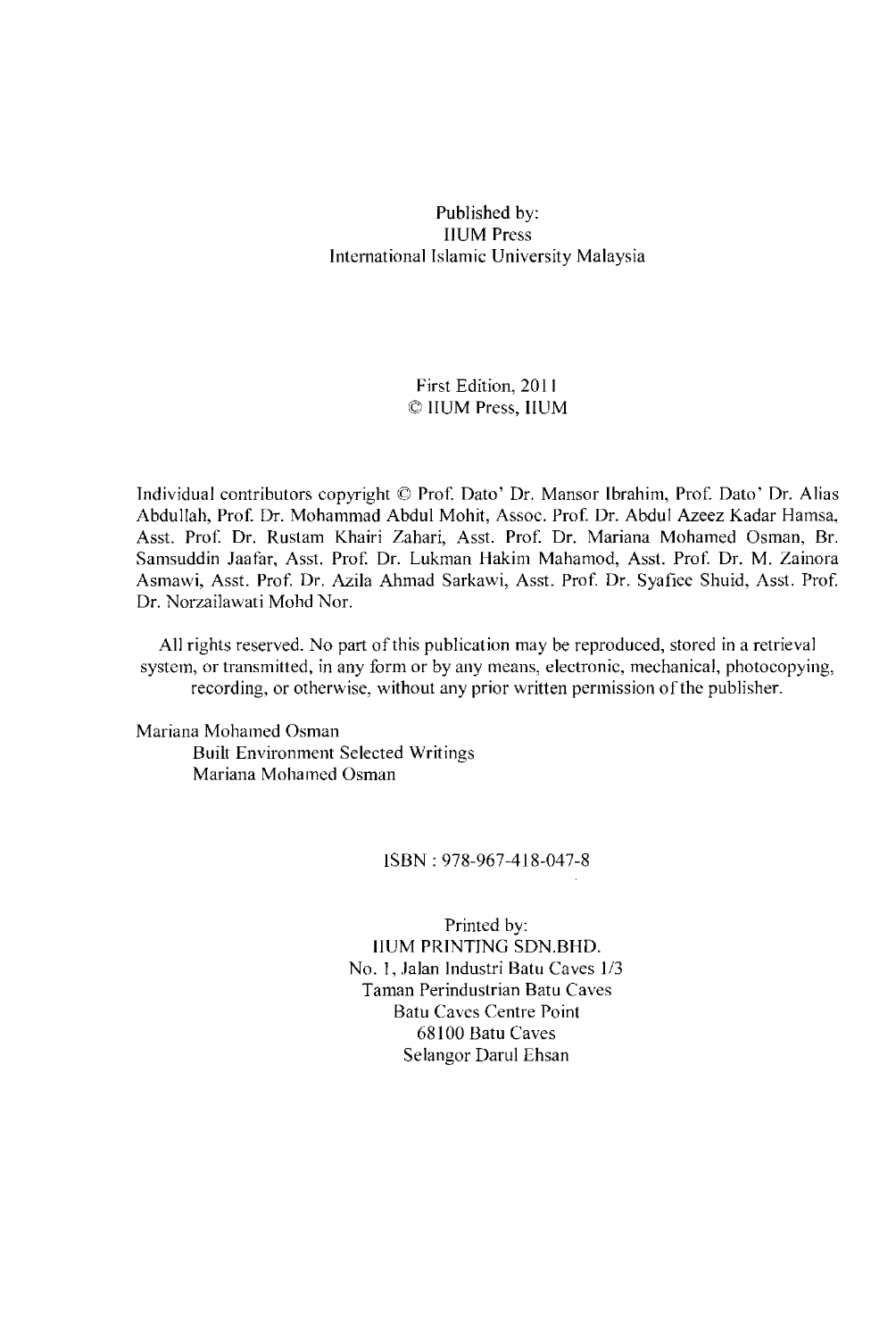Published by:
IIUM Press
International Islamic University Malaysia

First Edition, 2011
© IIUM Press, IIUM

Individual contributors copyright © Prof. Dato' Dr. Mansor Ibrahim, Prof. Dato' Dr. Alias Abdullah, Prof. Dr. Mohammad Abdul Mohit, Assoc. Prof. Dr. Abdul Azeez Kadar Hamsa, Asst. Prof. Dr. Rustam Khairi Zahari, Asst. Prof. Dr. Mariana Mohamed Osman, Br. Samsuddin Jaafar, Asst. Prof. Dr. Lukman Hakim Mahamod, Asst. Prof. Dr. M. Zainora Asmawi, Asst. Prof. Dr. Azila Ahmad Sarkawi, Asst. Prof. Dr. Syafiee Shuid, Asst. Prof. Dr. Norzailawati Mohd Nor.

All rights reserved. No part of this publication may be reproduced, stored in a retrieval system, or transmitted, in any form or by any means, electronic, mechanical, photocopying, recording, or otherwise, without any prior written permission of the publisher.

Mariana Mohamed Osman
Built Environment Selected Writings
Mariana Mohamed Osman

ISBN : 978-967-418-047-8

Printed by:
IIUM PRINTING SDN.BHD.
No. 1, Jalan Industri Batu Caves 1/3
Taman Perindustrian Batu Caves
Batu Caves Centre Point
68100 Batu Caves
Selangor Darul Ehsan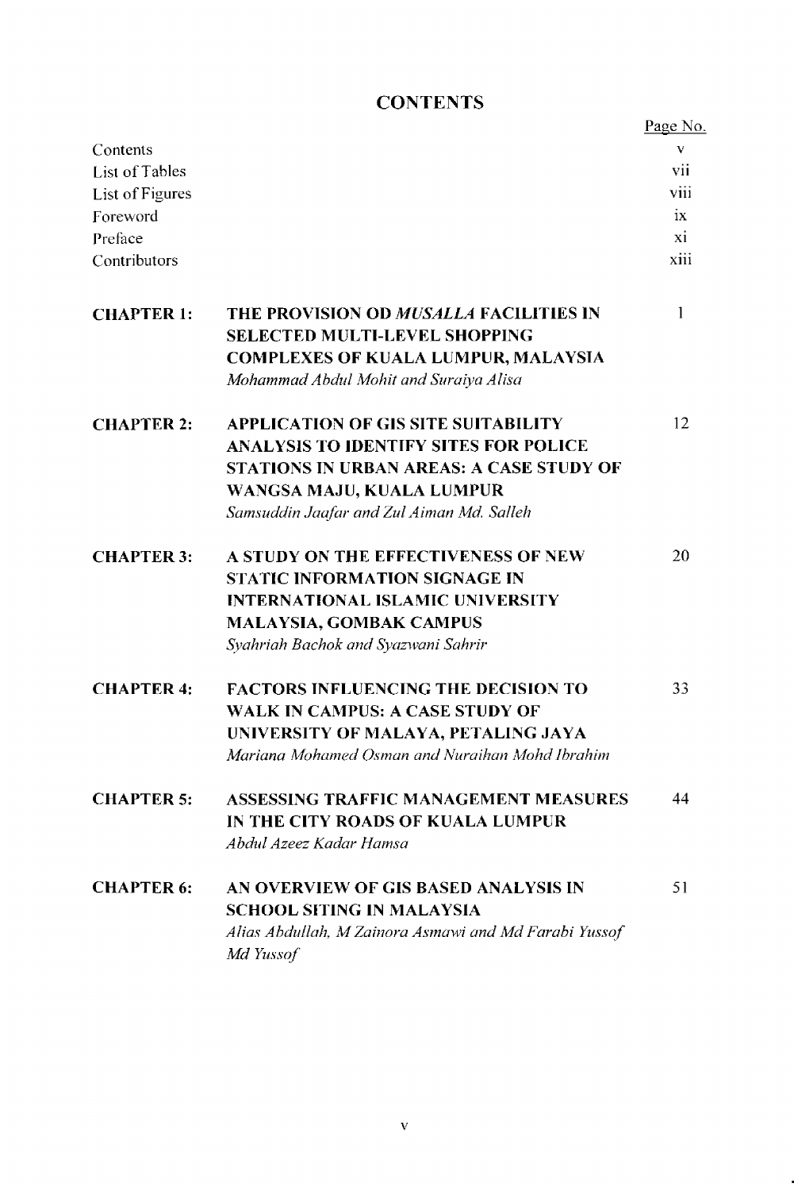# CONTENTS

| | | Page No. |
|---|---|---|
| Contents | | v |
| List of Tables | | vii |
| List of Figures | | viii |
| Foreword | | ix |
| Preface | | xi |
| Contributors | | xiii |
| **CHAPTER 1:** | **THE PROVISION OD *MUSALLA* FACILITIES IN SELECTED MULTI-LEVEL SHOPPING COMPLEXES OF KUALA LUMPUR, MALAYSIA** <br> *Mohammad Abdul Mohit and Suraiya Alisa* | 1 |
| **CHAPTER 2:** | **APPLICATION OF GIS SITE SUITABILITY ANALYSIS TO IDENTIFY SITES FOR POLICE STATIONS IN URBAN AREAS: A CASE STUDY OF WANGSA MAJU, KUALA LUMPUR** <br> *Samsuddin Jaafar and Zul Aiman Md. Salleh* | 12 |
| **CHAPTER 3:** | **A STUDY ON THE EFFECTIVENESS OF NEW STATIC INFORMATION SIGNAGE IN INTERNATIONAL ISLAMIC UNIVERSITY MALAYSIA, GOMBAK CAMPUS** <br> *Syahriah Bachok and Syazwani Sahrir* | 20 |
| **CHAPTER 4:** | **FACTORS INFLUENCING THE DECISION TO WALK IN CAMPUS: A CASE STUDY OF UNIVERSITY OF MALAYA, PETALING JAYA** <br> *Mariana Mohamed Osman and Nuraihan Mohd Ibrahim* | 33 |
| **CHAPTER 5:** | **ASSESSING TRAFFIC MANAGEMENT MEASURES IN THE CITY ROADS OF KUALA LUMPUR** <br> *Abdul Azeez Kadar Hamsa* | 44 |
| **CHAPTER 6:** | **AN OVERVIEW OF GIS BASED ANALYSIS IN SCHOOL SITING IN MALAYSIA** <br> *Alias Abdullah, M Zainora Asmawi and Md Farabi Yussof Md Yussof* | 51 |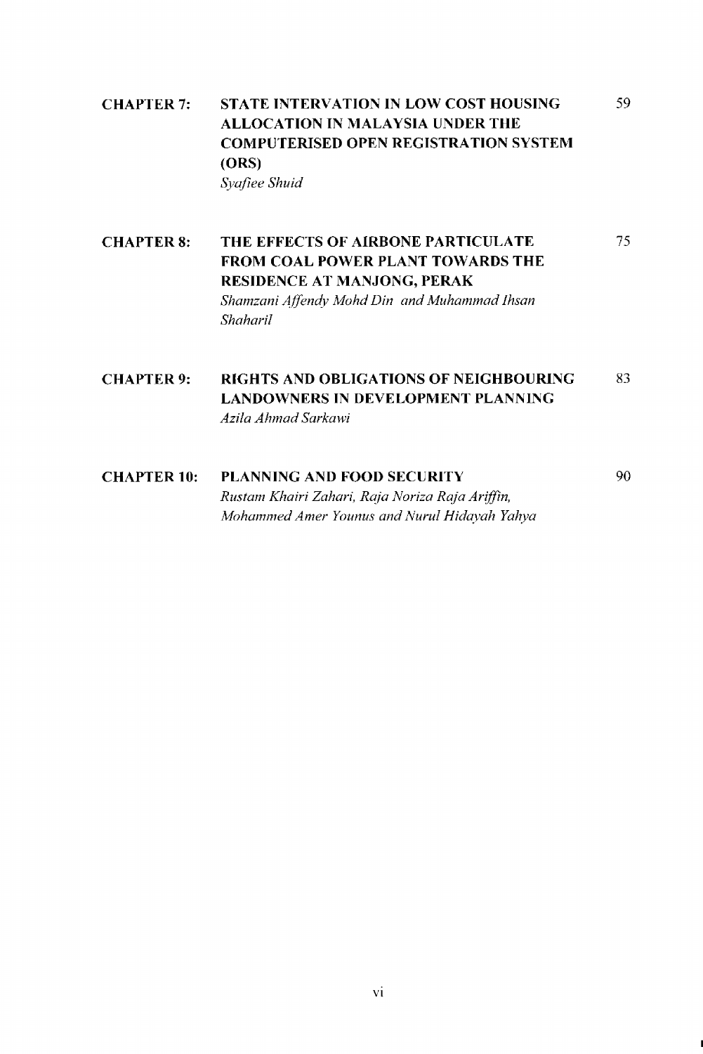| | | |
|---|---|---|
| **CHAPTER 7:** | **STATE INTERVENTION IN LOW COST HOUSING ALLOCATION IN MALAYSIA UNDER THE COMPUTERISED OPEN REGISTRATION SYSTEM (ORS)**<br>*Syafiee Shuid* | 59 |
| **CHAPTER 8:** | **THE EFFECTS OF AIRBONE PARTICULATE FROM COAL POWER PLANT TOWARDS THE RESIDENCE AT MANJONG, PERAK**<br>*Shamzani Affendy Mohd Din and Muhammad Ihsan Shaharil* | 75 |
| **CHAPTER 9:** | **RIGHTS AND OBLIGATIONS OF NEIGHBOURING LANDOWNERS IN DEVELOPMENT PLANNING**<br>*Azila Ahmad Sarkawi* | 83 |
| **CHAPTER 10:** | **PLANNING AND FOOD SECURITY**<br>*Rustam Khairi Zahari, Raja Noriza Raja Ariffin, Mohammed Amer Younus and Nurul Hidayah Yahya* | 90 |